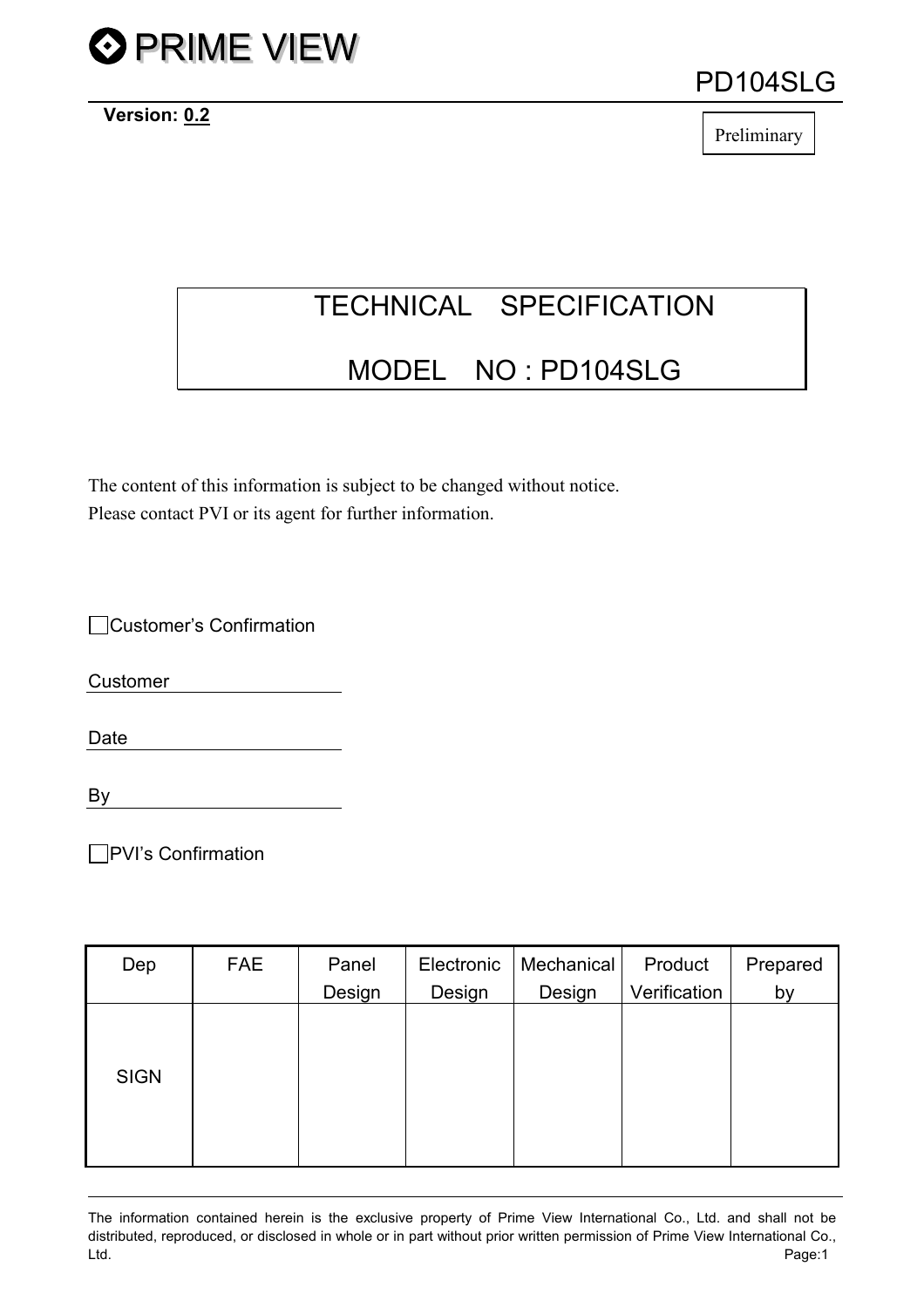PRIME VIEW

PD104SLG

**Version: 0.2**

Preliminary

# TECHNICAL SPECIFICATION

# MODEL NO : PD104SLG

The content of this information is subject to be changed without notice.
Please contact PVI or its agent for further information.

☐ Customer's Confirmation

Customer \_\_\_\_\_\_\_\_\_\_\_\_\_\_\_\_\_\_\_\_

Date \_\_\_\_\_\_\_\_\_\_\_\_\_\_\_\_\_\_\_\_

By \_\_\_\_\_\_\_\_\_\_\_\_\_\_\_\_\_\_\_\_

☐ PVI's Confirmation

| Dep | FAE | Panel Design | Electronic Design | Mechanical Design | Product Verification | Prepared by |
|---|---|---|---|---|---|---|
| SIGN | | | | | | |

The information contained herein is the exclusive property of Prime View International Co., Ltd. and shall not be distributed, reproduced, or disclosed in whole or in part without prior written permission of Prime View International Co., Ltd.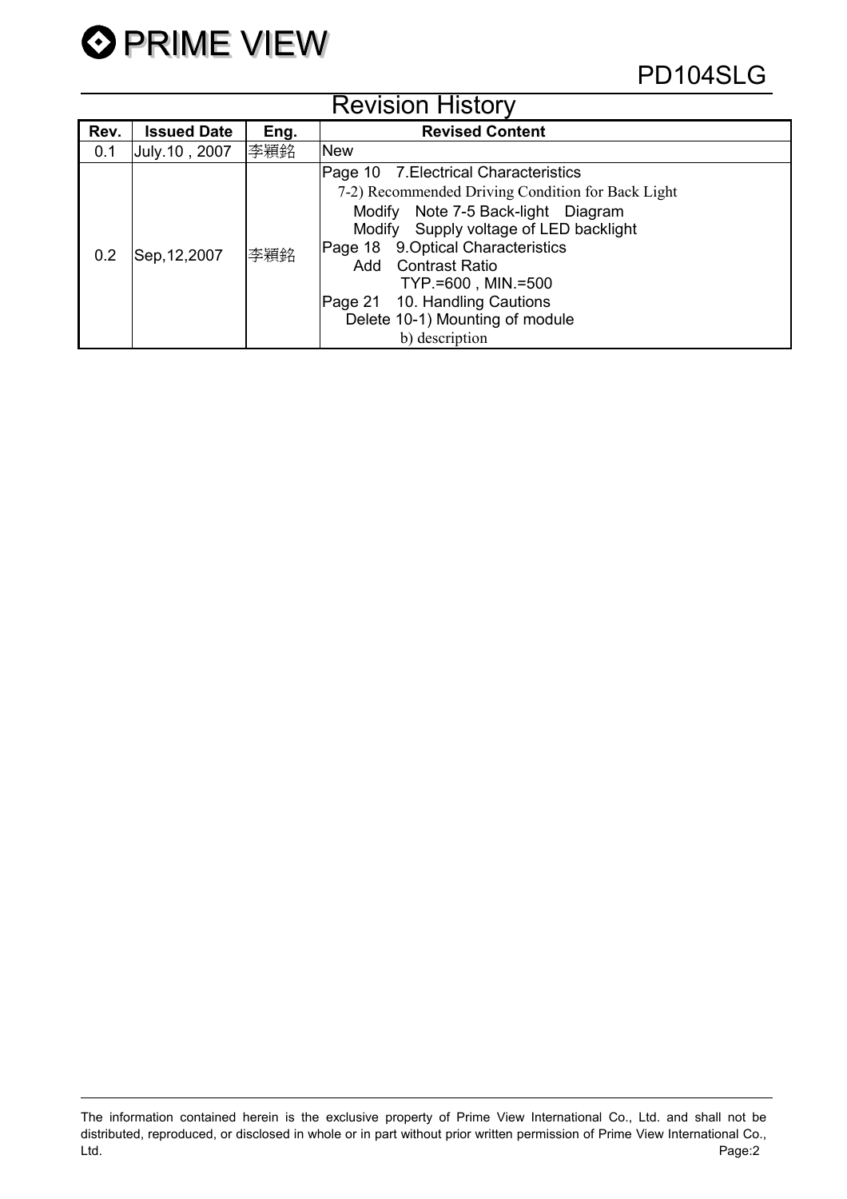# Revision History

| Rev. | Issued Date | Eng. | Revised Content |
|---|---|---|---|
| 0.1 | July.10，2007 | 李穎銘 | New |
| 0.2 | Sep,12,2007 | 李穎銘 | Page 10 7.Electrical Characteristics<br>7-2) Recommended Driving Condition for Back Light<br>Modify Note 7-5 Back-light Diagram<br>Modify Supply voltage of LED backlight<br>Page 18 9.Optical Characteristics<br>Add Contrast Ratio<br>TYP.=600，MIN.=500<br>Page 21 10. Handling Cautions<br>Delete 10-1) Mounting of module<br>b) description |

The information contained herein is the exclusive property of Prime View International Co., Ltd. and shall not be distributed, reproduced, or disclosed in whole or in part without prior written permission of Prime View International Co., Ltd.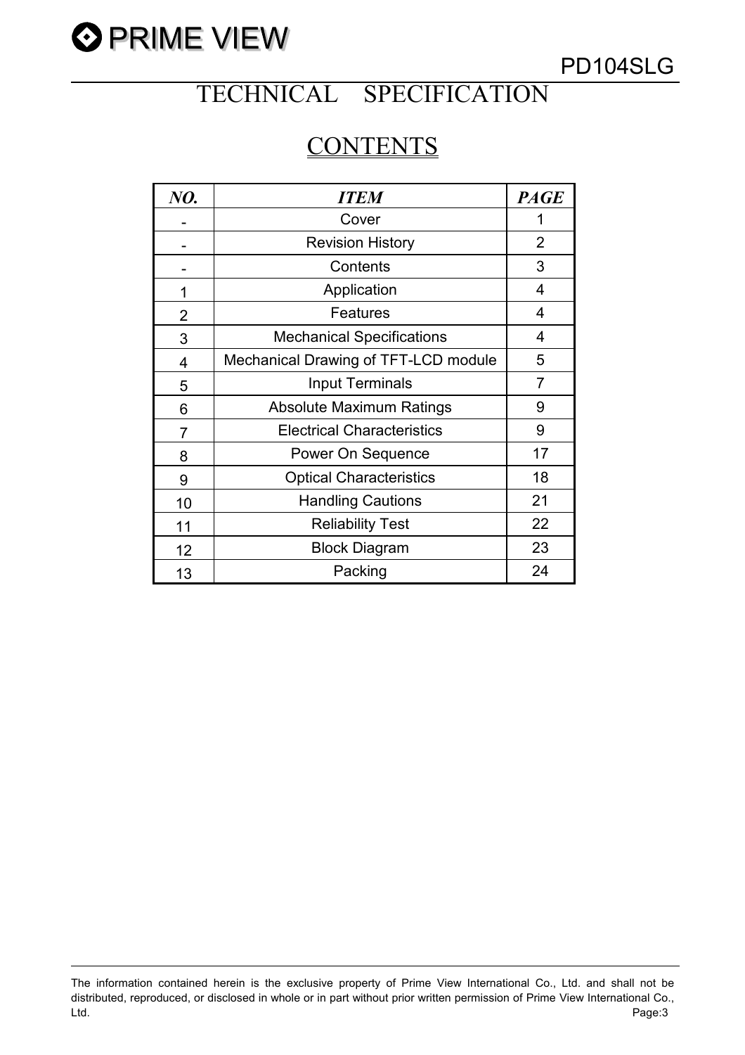# TECHNICAL SPECIFICATION

## CONTENTS

| *NO.* | *ITEM* | *PAGE* |
|---|---|---|
| - | Cover | 1 |
| - | Revision History | 2 |
| - | Contents | 3 |
| 1 | Application | 4 |
| 2 | Features | 4 |
| 3 | Mechanical Specifications | 4 |
| 4 | Mechanical Drawing of TFT-LCD module | 5 |
| 5 | Input Terminals | 7 |
| 6 | Absolute Maximum Ratings | 9 |
| 7 | Electrical Characteristics | 9 |
| 8 | Power On Sequence | 17 |
| 9 | Optical Characteristics | 18 |
| 10 | Handling Cautions | 21 |
| 11 | Reliability Test | 22 |
| 12 | Block Diagram | 23 |
| 13 | Packing | 24 |

The information contained herein is the exclusive property of Prime View International Co., Ltd. and shall not be distributed, reproduced, or disclosed in whole or in part without prior written permission of Prime View International Co., Ltd.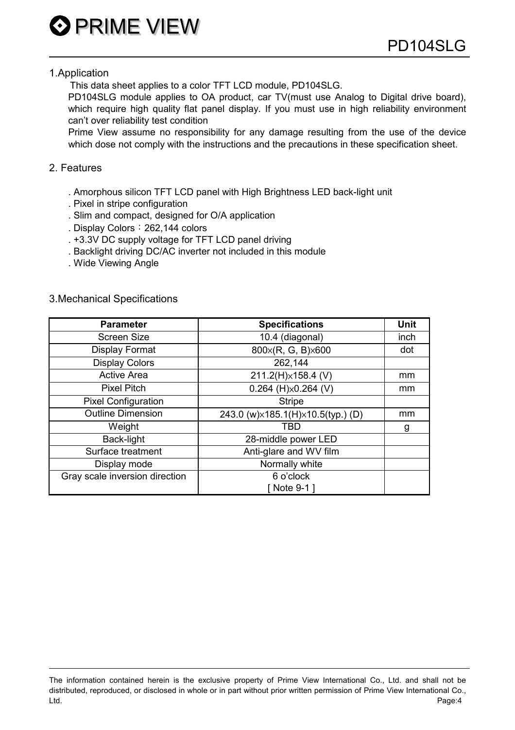## 1.Application

This data sheet applies to a color TFT LCD module, PD104SLG.

PD104SLG module applies to OA product, car TV(must use Analog to Digital drive board), which require high quality flat panel display. If you must use in high reliability environment can't over reliability test condition

Prime View assume no responsibility for any damage resulting from the use of the device which dose not comply with the instructions and the precautions in these specification sheet.

## 2. Features

. Amorphous silicon TFT LCD panel with High Brightness LED back-light unit
. Pixel in stripe configuration
. Slim and compact, designed for O/A application
. Display Colors：262,144 colors
. +3.3V DC supply voltage for TFT LCD panel driving
. Backlight driving DC/AC inverter not included in this module
. Wide Viewing Angle

## 3.Mechanical Specifications

| Parameter | Specifications | Unit |
|---|---|---|
| Screen Size | 10.4 (diagonal) | inch |
| Display Format | 800×(R, G, B)×600 | dot |
| Display Colors | 262,144 | |
| Active Area | 211.2(H)×158.4 (V) | mm |
| Pixel Pitch | 0.264 (H)×0.264 (V) | mm |
| Pixel Configuration | Stripe | |
| Outline Dimension | 243.0 (w)×185.1(H)×10.5(typ.) (D) | mm |
| Weight | TBD | g |
| Back-light | 28-middle power LED | |
| Surface treatment | Anti-glare and WV film | |
| Display mode | Normally white | |
| Gray scale inversion direction | 6 o'clock [ Note 9-1 ] | |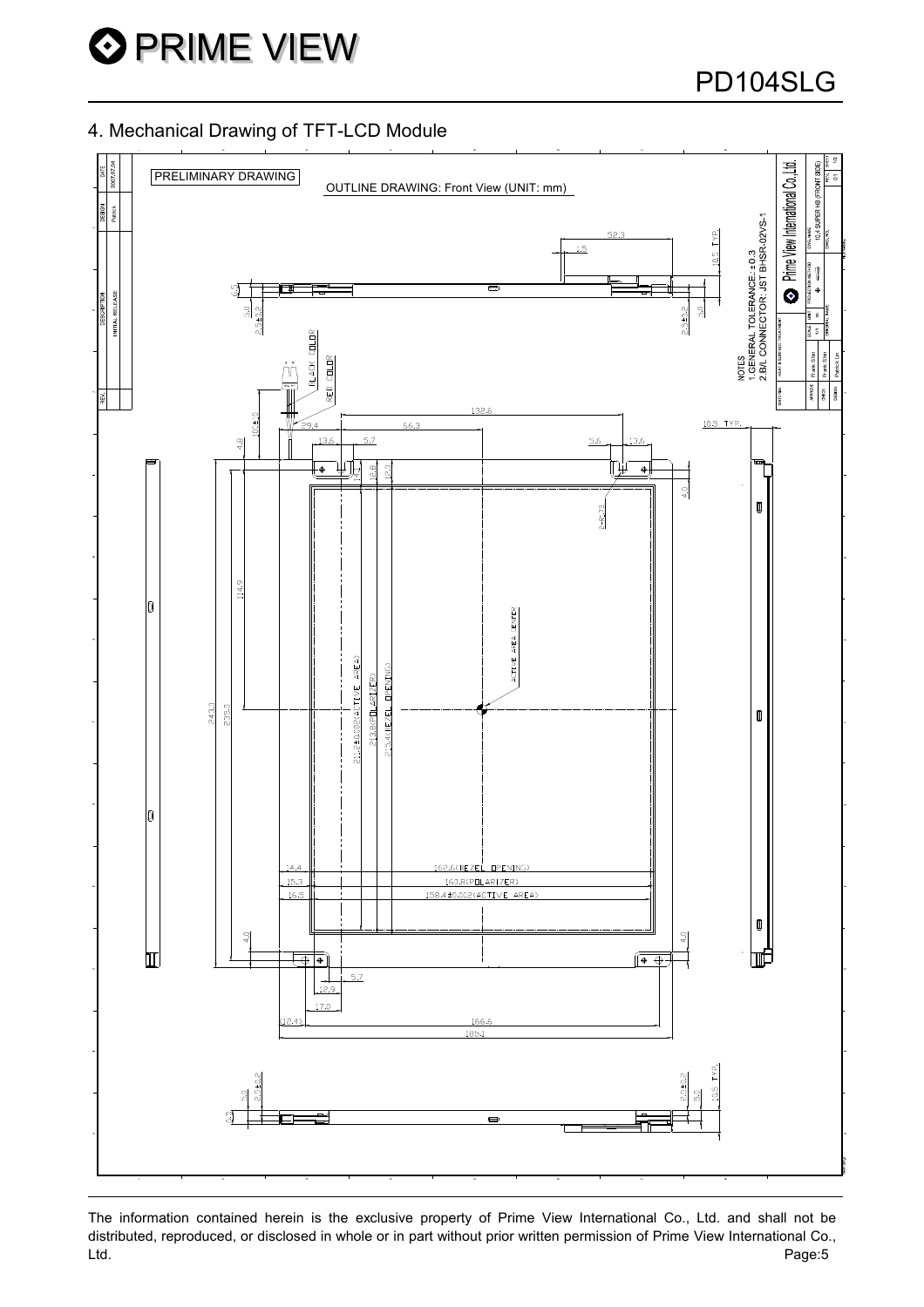## 4. Mechanical Drawing of TFT-LCD Module

PRELIMINARY DRAWING

OUTLINE DRAWING: Front View (UNIT: mm)

NOTES
1.GENERAL TOLERANCE: ±0.3
2.B/L CONNECTOR: JST BHSR-02VS-1

Prime View International Co.,Ltd.

10.4" SUPER HB (FRONT SIDE)

| REV. | DESCRIPTION | DESIGN | DATE |
|---|---|---|---|
| | INITIAL RELEASE | Patrick | 2007.07.04 |

| APPROVE | CHECK | DESIGN |
|---|---|---|
| Frank Shen | Frank Shen | Patrick Lin |

BLACK COLOR

RED COLOR

ACTIVE AREA CENTER

211.2±0.002(ACTIVE AREA)

213.8(POLARIZER)

215.4(BEZEL OPENING)

162.6(BEZEL OPENING)

160.8(POLARIZER)

158.4±0.002(ACTIVE AREA)

243.0

235.0

166.6

185.1

132.6

66.3

52.3

10.5 TYP.

2.5±0.2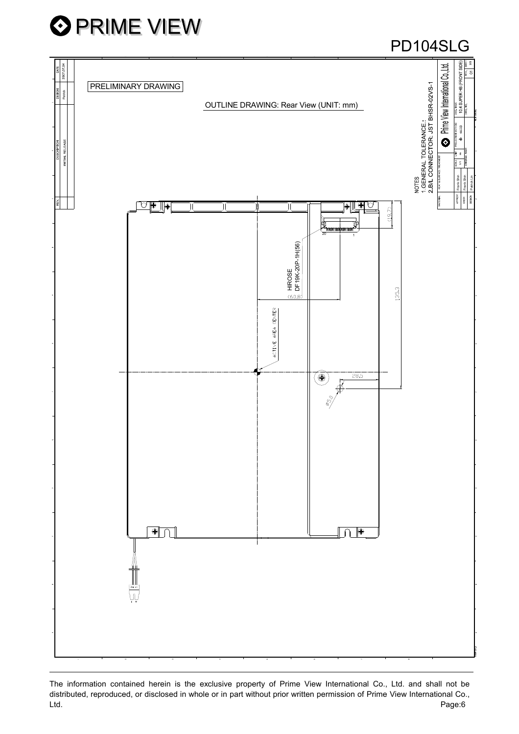PRELIMINARY DRAWING

OUTLINE DRAWING: Rear View (UNIT: mm)

NOTES

1.GENERAL TOLERANCE :

2.B/L CONNECTOR: JST BHSR-02VS-1

HIROSE
DF19K-20P-1H(56)

(19.7)

(60.8)

135.3

ACTIVE AREA CENTER

28.5

Ø5.0

20

1

Prime View International Co., Ltd.

10.4 SUPER HB (FRONT SIDE)

| REV. | DESCRIPTION | DESIGN | DATE |
|---|---|---|---|
| | INITIAL RELEASE | Patrick | 2007.07.04 |

| | |
|---|---|
| APPROV | Frank Shin |
| CHECK | Frank Shin |
| DESIGN | Patrick Lin |

The information contained herein is the exclusive property of Prime View International Co., Ltd. and shall not be distributed, reproduced, or disclosed in whole or in part without prior written permission of Prime View International Co., Ltd.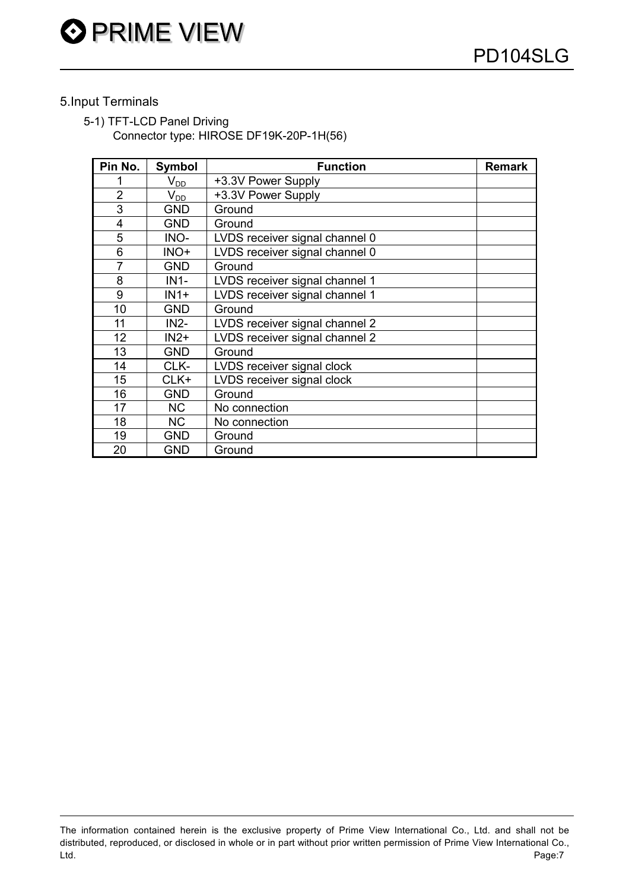## 5.Input Terminals

5-1) TFT-LCD Panel Driving

Connector type: HIROSE DF19K-20P-1H(56)

| Pin No. | Symbol | Function | Remark |
|---|---|---|---|
| 1 | $V_{DD}$ | +3.3V Power Supply | |
| 2 | $V_{DD}$ | +3.3V Power Supply | |
| 3 | GND | Ground | |
| 4 | GND | Ground | |
| 5 | INO- | LVDS receiver signal channel 0 | |
| 6 | INO+ | LVDS receiver signal channel 0 | |
| 7 | GND | Ground | |
| 8 | IN1- | LVDS receiver signal channel 1 | |
| 9 | IN1+ | LVDS receiver signal channel 1 | |
| 10 | GND | Ground | |
| 11 | IN2- | LVDS receiver signal channel 2 | |
| 12 | IN2+ | LVDS receiver signal channel 2 | |
| 13 | GND | Ground | |
| 14 | CLK- | LVDS receiver signal clock | |
| 15 | CLK+ | LVDS receiver signal clock | |
| 16 | GND | Ground | |
| 17 | NC | No connection | |
| 18 | NC | No connection | |
| 19 | GND | Ground | |
| 20 | GND | Ground | |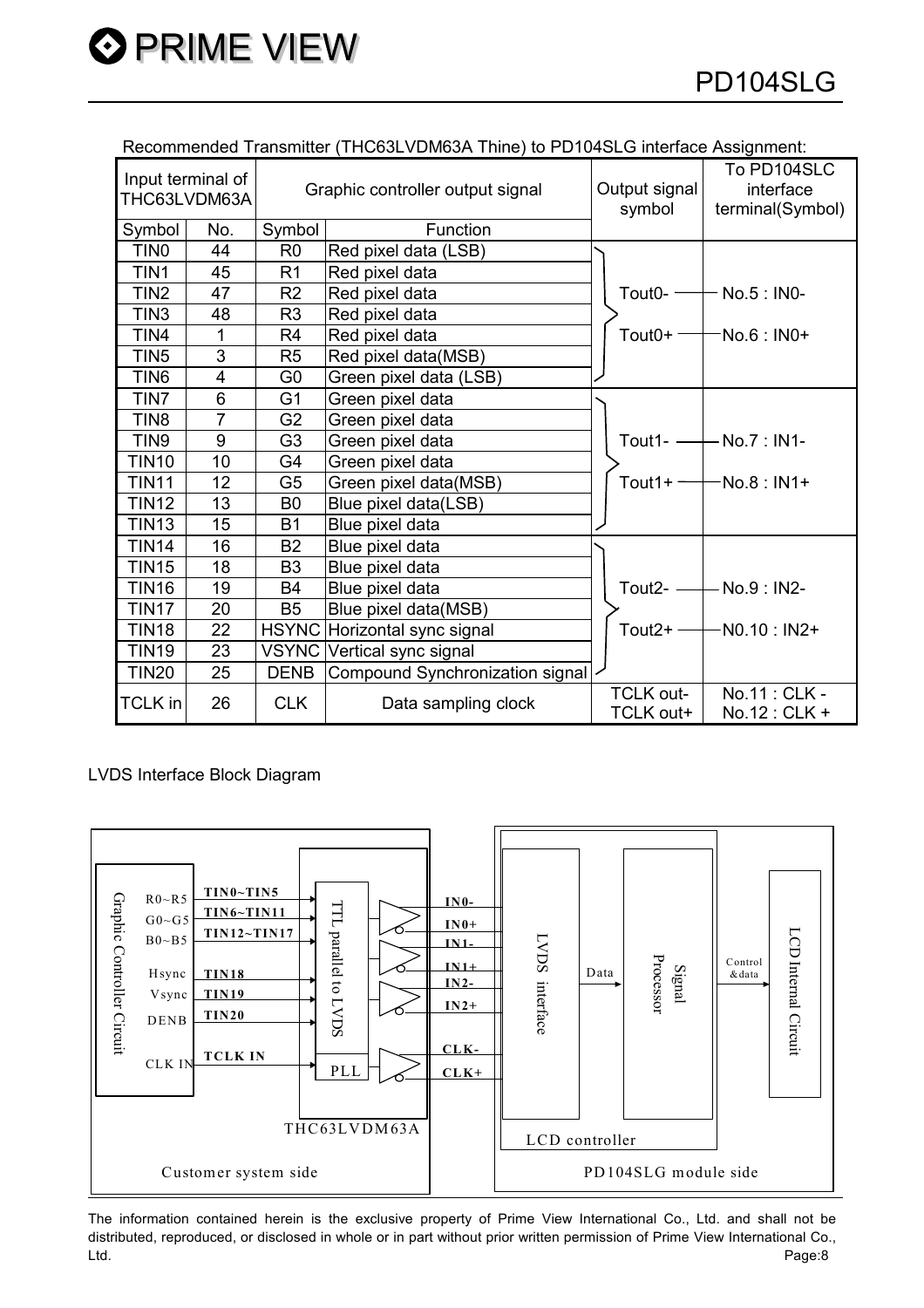Recommended Transmitter (THC63LVDM63A Thine) to PD104SLG interface Assignment:

| Input terminal of THC63LVDM63A | | Graphic controller output signal | | Output signal symbol | To PD104SLC interface terminal(Symbol) |
|---|---|---|---|---|---|
| Symbol | No. | Symbol | Function | | |
| TIN0 | 44 | R0 | Red pixel data (LSB) | Tout0- <br> Tout0+ | No.5 : IN0- <br> No.6 : IN0+ |
| TIN1 | 45 | R1 | Red pixel data | | |
| TIN2 | 47 | R2 | Red pixel data | | |
| TIN3 | 48 | R3 | Red pixel data | | |
| TIN4 | 1 | R4 | Red pixel data | | |
| TIN5 | 3 | R5 | Red pixel data(MSB) | | |
| TIN6 | 4 | G0 | Green pixel data (LSB) | | |
| TIN7 | 6 | G1 | Green pixel data | Tout1- <br> Tout1+ | No.7 : IN1- <br> No.8 : IN1+ |
| TIN8 | 7 | G2 | Green pixel data | | |
| TIN9 | 9 | G3 | Green pixel data | | |
| TIN10 | 10 | G4 | Green pixel data | | |
| TIN11 | 12 | G5 | Green pixel data(MSB) | | |
| TIN12 | 13 | B0 | Blue pixel data(LSB) | | |
| TIN13 | 15 | B1 | Blue pixel data | | |
| TIN14 | 16 | B2 | Blue pixel data | Tout2- <br> Tout2+ | No.9 : IN2- <br> N0.10 : IN2+ |
| TIN15 | 18 | B3 | Blue pixel data | | |
| TIN16 | 19 | B4 | Blue pixel data | | |
| TIN17 | 20 | B5 | Blue pixel data(MSB) | | |
| TIN18 | 22 | HSYNC | Horizontal sync signal | | |
| TIN19 | 23 | VSYNC | Vertical sync signal | | |
| TIN20 | 25 | DENB | Compound Synchronization signal | | |
| TCLK in | 26 | CLK | Data sampling clock | TCLK out- <br> TCLK out+ | No.11 : CLK - <br> No.12 : CLK + |

LVDS Interface Block Diagram

Graphic Controller Circuit
R0~R5
G0~G5
B0~B5
Hsync
Vsync
DENB
CLK IN
TIN0~TIN5
TIN6~TIN11
TIN12~TIN17
TIN18
TIN19
TIN20
TCLK IN
TTL parallel to LVDS
PLL
THC63LVDM63A
IN0-
IN0+
IN1-
IN1+
IN2-
IN2+
CLK-
CLK+
LVDS interface
Data
Signal Processor
Control &data
LCD Internal Circuit
LCD controller
Customer system side
PD104SLG module side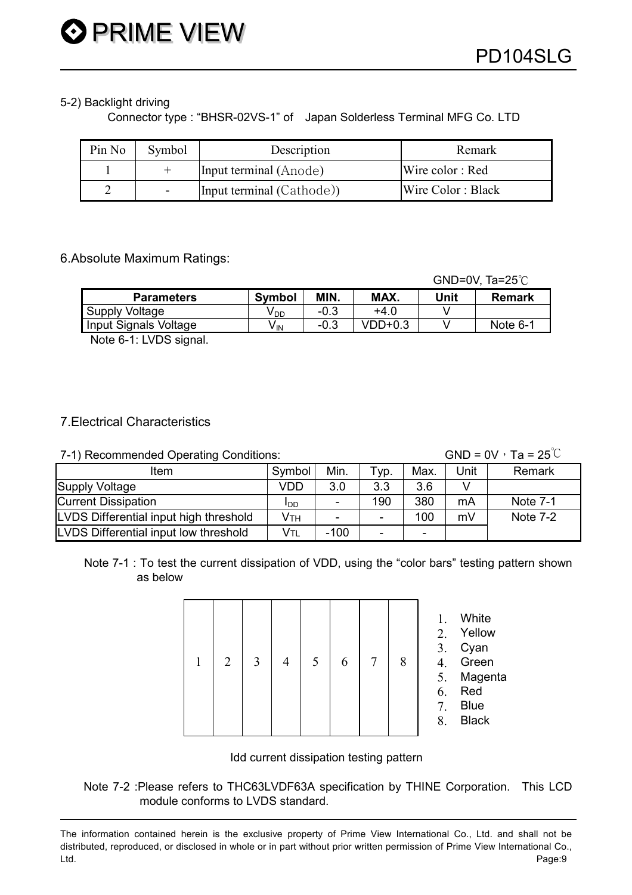5-2) Backlight driving

Connector type : “BHSR-02VS-1” of Japan Solderless Terminal MFG Co. LTD

| Pin No | Symbol | Description | Remark |
|---|---|---|---|
| 1 | + | Input terminal (Anode) | Wire color : Red |
| 2 | - | Input terminal (Cathode)) | Wire Color : Black |

## 6.Absolute Maximum Ratings:

GND=0V, Ta=25℃

| Parameters | Symbol | MIN. | MAX. | Unit | Remark |
|---|---|---|---|---|---|
| Supply Voltage | $V_{DD}$ | -0.3 | +4.0 | V | |
| Input Signals Voltage | $V_{IN}$ | -0.3 | VDD+0.3 | V | Note 6-1 |

Note 6-1: LVDS signal.

## 7.Electrical Characteristics

7-1) Recommended Operating Conditions: GND = 0V，Ta = 25℃

| Item | Symbol | Min. | Typ. | Max. | Unit | Remark |
|---|---|---|---|---|---|---|
| Supply Voltage | VDD | 3.0 | 3.3 | 3.6 | V | |
| Current Dissipation | $I_{DD}$ | - | 190 | 380 | mA | Note 7-1 |
| LVDS Differential input high threshold | $V_{TH}$ | - | - | 100 | mV | Note 7-2 |
| LVDS Differential input low threshold | $V_{TL}$ | -100 | - | - | | |

Note 7-1 : To test the current dissipation of VDD, using the “color bars” testing pattern shown as below

| 1 | 2 | 3 | 4 | 5 | 6 | 7 | 8 |
|---|---|---|---|---|---|---|---|

1. White
2. Yellow
3. Cyan
4. Green
5. Magenta
6. Red
7. Blue
8. Black

Idd current dissipation testing pattern

Note 7-2 :Please refers to THC63LVDF63A specification by THINE Corporation. This LCD module conforms to LVDS standard.

The information contained herein is the exclusive property of Prime View International Co., Ltd. and shall not be distributed, reproduced, or disclosed in whole or in part without prior written permission of Prime View International Co., Ltd.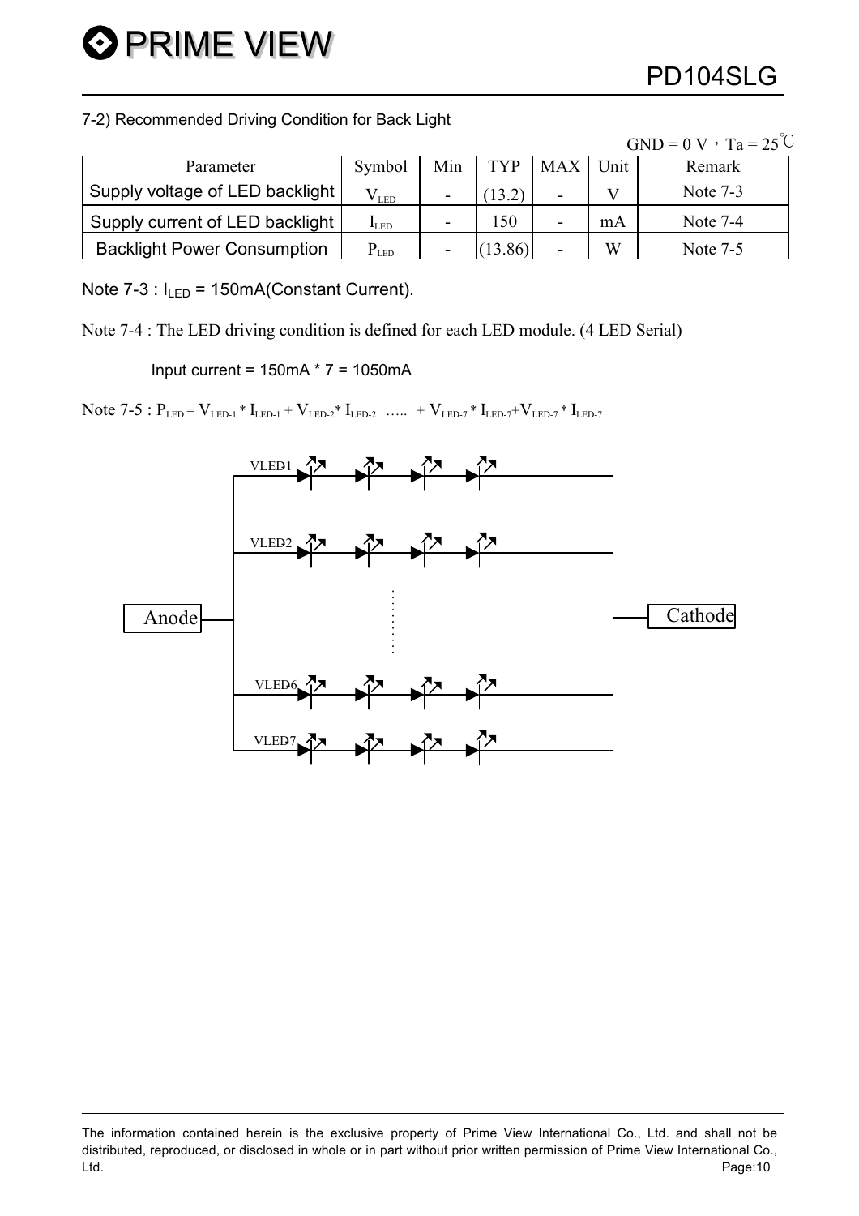7-2) Recommended Driving Condition for Back Light

GND = 0 V，Ta = 25℃

| Parameter | Symbol | Min | TYP | MAX | Unit | Remark |
|---|---|---|---|---|---|---|
| Supply voltage of LED backlight | $V_{LED}$ | - | (13.2) | - | V | Note 7-3 |
| Supply current of LED backlight | $I_{LED}$ | - | 150 | - | mA | Note 7-4 |
| Backlight Power Consumption | $P_{LED}$ | - | (13.86) | - | W | Note 7-5 |

Note 7-3 : $I_{LED}$ = 150mA(Constant Current).

Note 7-4 : The LED driving condition is defined for each LED module. (4 LED Serial)

Input current = 150mA * 7 = 1050mA

Note 7-5 : $P_{LED} = V_{LED-1} * I_{LED-1} + V_{LED-2} * I_{LED-2}$ ….. $+ V_{LED-7} * I_{LED-7} + V_{LED-7} * I_{LED-7}$

VLED1

VLED2

VLED6

VLED7

Anode

Cathode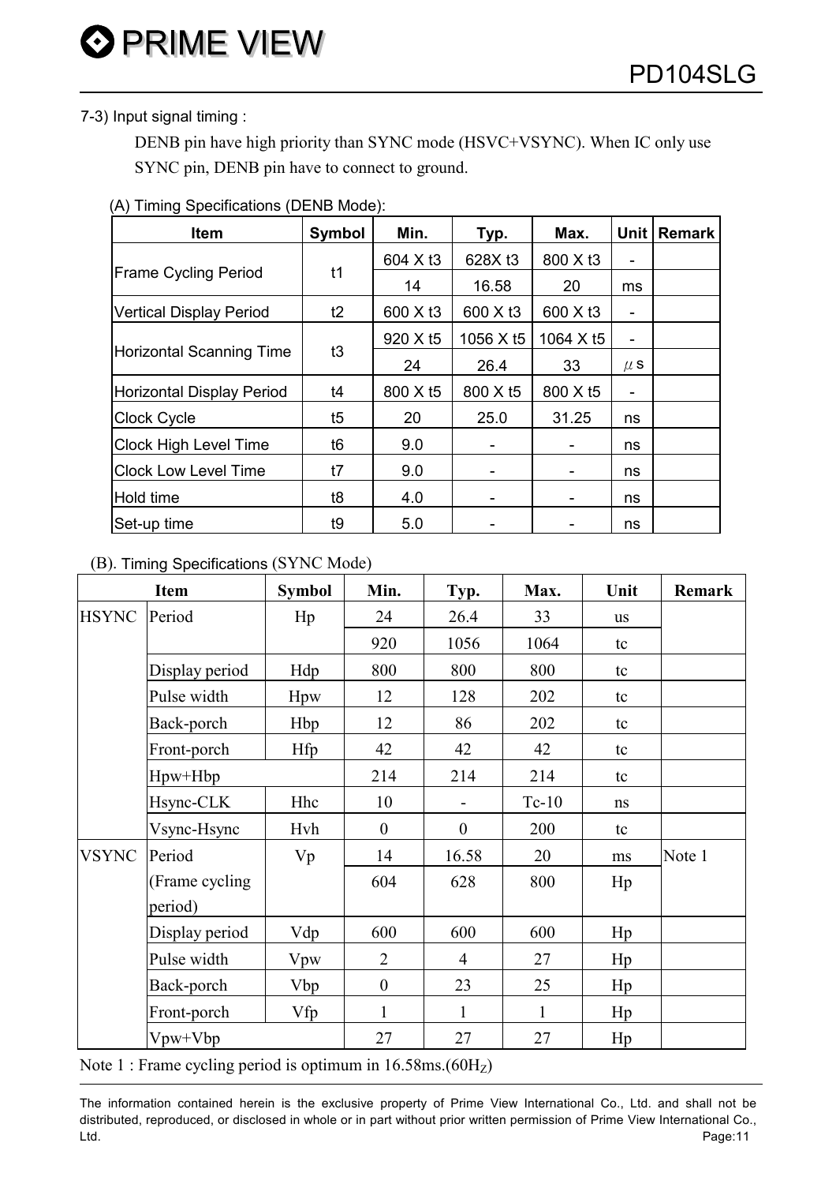7-3) Input signal timing :

DENB pin have high priority than SYNC mode (HSVC+VSYNC). When IC only use SYNC pin, DENB pin have to connect to ground.

(A) Timing Specifications (DENB Mode):

| Item | Symbol | Min. | Typ. | Max. | Unit | Remark |
|---|---|---|---|---|---|---|
| Frame Cycling Period | t1 | 604 X t3 | 628X t3 | 800 X t3 | - | |
| | | 14 | 16.58 | 20 | ms | |
| Vertical Display Period | t2 | 600 X t3 | 600 X t3 | 600 X t3 | - | |
| Horizontal Scanning Time | t3 | 920 X t5 | 1056 X t5 | 1064 X t5 | - | |
| | | 24 | 26.4 | 33 | μs | |
| Horizontal Display Period | t4 | 800 X t5 | 800 X t5 | 800 X t5 | - | |
| Clock Cycle | t5 | 20 | 25.0 | 31.25 | ns | |
| Clock High Level Time | t6 | 9.0 | - | - | ns | |
| Clock Low Level Time | t7 | 9.0 | - | - | ns | |
| Hold time | t8 | 4.0 | - | - | ns | |
| Set-up time | t9 | 5.0 | - | - | ns | |

(B). Timing Specifications (SYNC Mode)

| Item | | Symbol | Min. | Typ. | Max. | Unit | Remark |
|---|---|---|---|---|---|---|---|
| HSYNC | Period | Hp | 24 | 26.4 | 33 | us | |
| | | | 920 | 1056 | 1064 | tc | |
| | Display period | Hdp | 800 | 800 | 800 | tc | |
| | Pulse width | Hpw | 12 | 128 | 202 | tc | |
| | Back-porch | Hbp | 12 | 86 | 202 | tc | |
| | Front-porch | Hfp | 42 | 42 | 42 | tc | |
| | Hpw+Hbp | | 214 | 214 | 214 | tc | |
| | Hsync-CLK | Hhc | 10 | - | Tc-10 | ns | |
| | Vsync-Hsync | Hvh | 0 | 0 | 200 | tc | |
| VSYNC | Period (Frame cycling period) | Vp | 14 | 16.58 | 20 | ms | Note 1 |
| | | | 604 | 628 | 800 | Hp | |
| | Display period | Vdp | 600 | 600 | 600 | Hp | |
| | Pulse width | Vpw | 2 | 4 | 27 | Hp | |
| | Back-porch | Vbp | 0 | 23 | 25 | Hp | |
| | Front-porch | Vfp | 1 | 1 | 1 | Hp | |
| | Vpw+Vbp | | 27 | 27 | 27 | Hp | |

Note 1 : Frame cycling period is optimum in 16.58ms.(60$H_Z$)

The information contained herein is the exclusive property of Prime View International Co., Ltd. and shall not be distributed, reproduced, or disclosed in whole or in part without prior written permission of Prime View International Co., Ltd.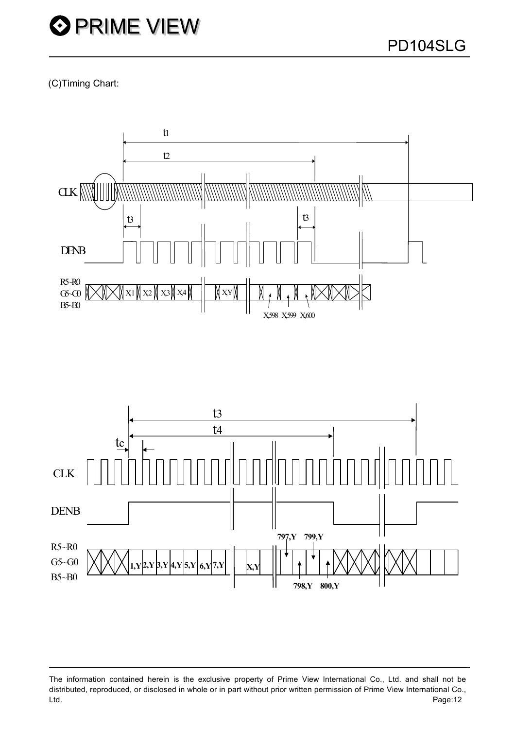(C)Timing Chart:

t1

t2

CLK

t3

t3

DENB

R5~R0
G5~G0
B5~B0

X1 X2 X3 X4 XY

X,598 X,599 X,600

t3

t4

tc

CLK

DENB

R5~R0
G5~G0
B5~B0

1,Y 2,Y 3,Y 4,Y 5,Y 6,Y 7,Y X,Y

797,Y 799,Y

798,Y 800,Y

The information contained herein is the exclusive property of Prime View International Co., Ltd. and shall not be distributed, reproduced, or disclosed in whole or in part without prior written permission of Prime View International Co., Ltd.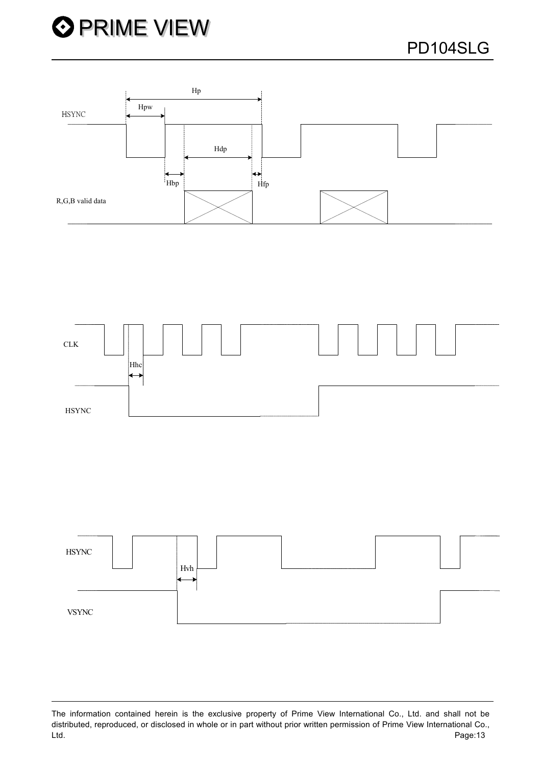Hp

Hpw

HSYNC

Hdp

Hbp

Hfp

R,G,B valid data

CLK

Hhc

HSYNC

HSYNC

Hvh

VSYNC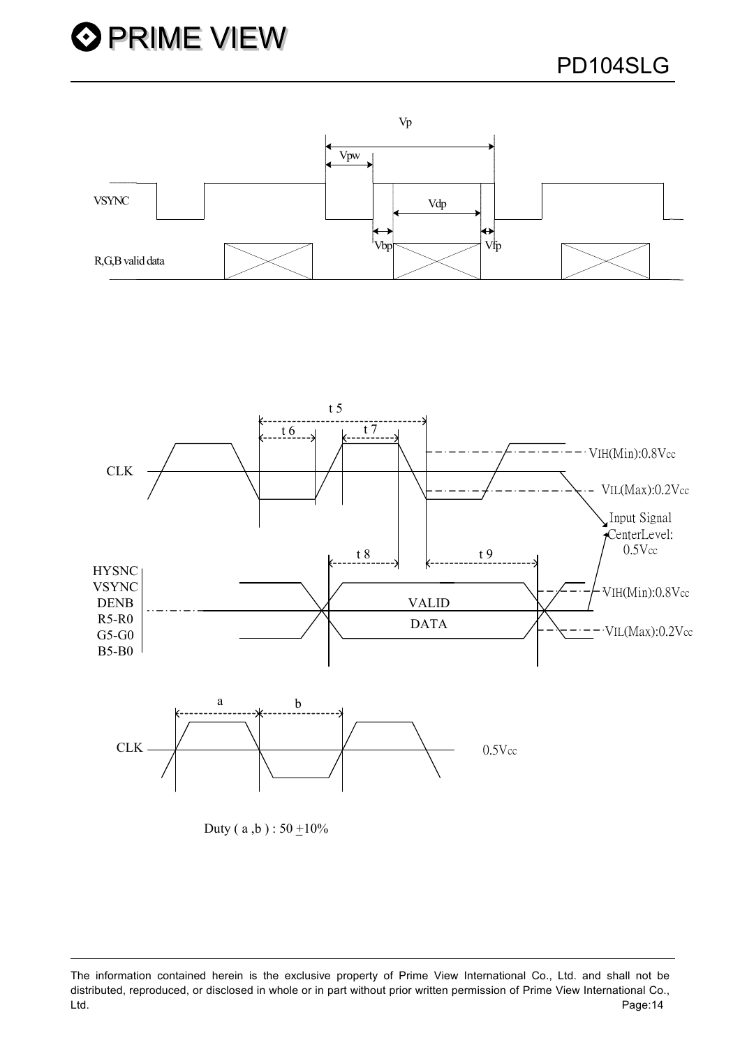Vp

Vpw

VSYNC

Vdp

Vbp

Vfp

R,G,B valid data

t 5

t 6

t 7

CLK

VIH(Min):0.8Vcc

VIL(Max):0.2Vcc

Input Signal CenterLevel: 0.5Vcc

t 8

t 9

HYSNC
VSYNC
DENB
R5-R0
G5-G0
B5-B0

VALID
DATA

VIH(Min):0.8Vcc

VIL(Max):0.2Vcc

a

b

CLK

0.5Vcc

Duty ( a ,b ) : 50 ±10%

The information contained herein is the exclusive property of Prime View International Co., Ltd. and shall not be distributed, reproduced, or disclosed in whole or in part without prior written permission of Prime View International Co., Ltd.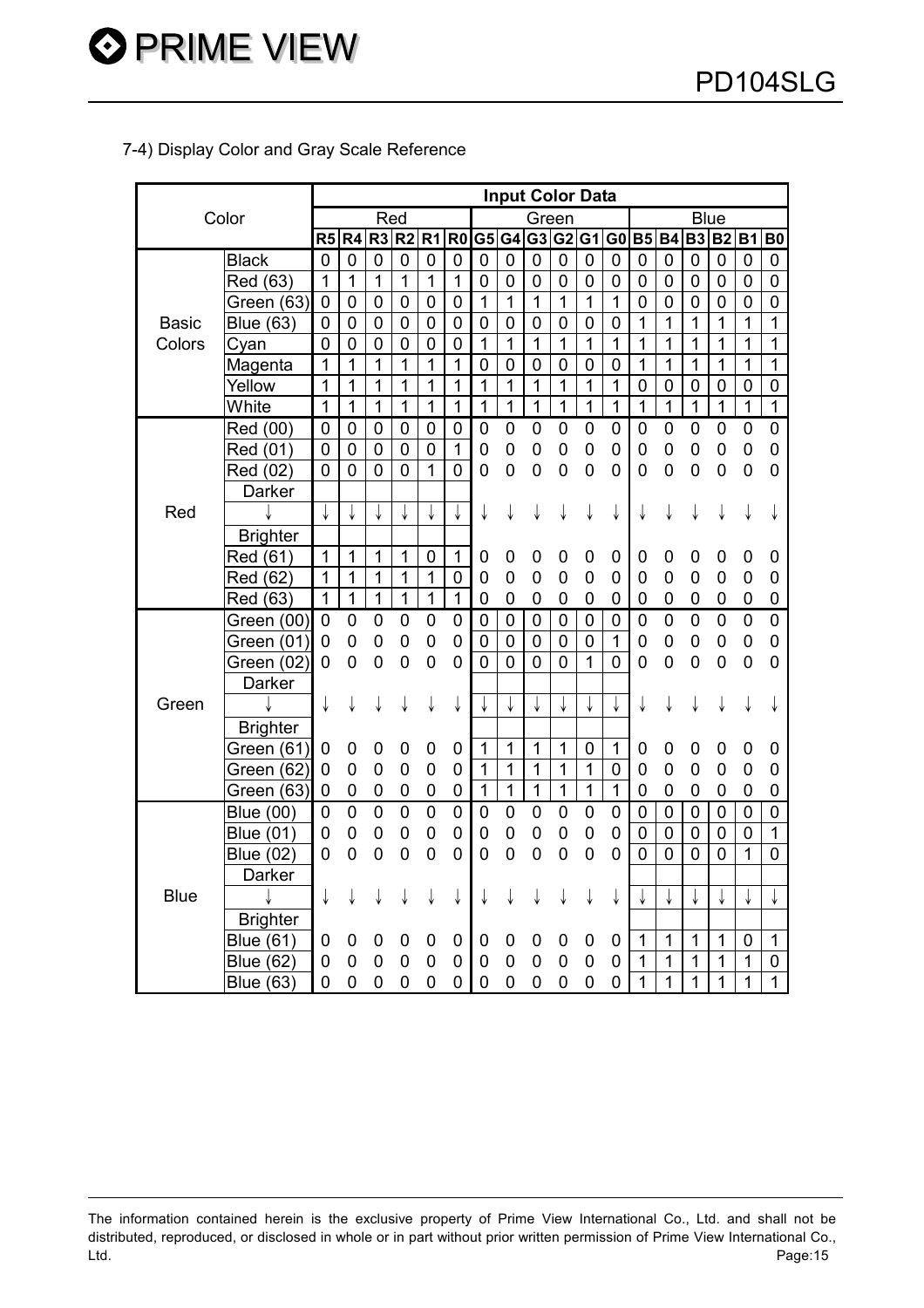### 7-4) Display Color and Gray Scale Reference

| Color | | Input Color Data | | | | | | | | | | | | | | | | | |
|---|---|---|---|---|---|---|---|---|---|---|---|---|---|---|---|---|---|---|---|
| | | Red | | | | | | Green | | | | | | Blue | | | | | |
| | | R5 | R4 | R3 | R2 | R1 | R0 | G5 | G4 | G3 | G2 | G1 | G0 | B5 | B4 | B3 | B2 | B1 | B0 |
| Basic Colors | Black | 0 | 0 | 0 | 0 | 0 | 0 | 0 | 0 | 0 | 0 | 0 | 0 | 0 | 0 | 0 | 0 | 0 | 0 |
| | Red (63) | 1 | 1 | 1 | 1 | 1 | 1 | 0 | 0 | 0 | 0 | 0 | 0 | 0 | 0 | 0 | 0 | 0 | 0 |
| | Green (63) | 0 | 0 | 0 | 0 | 0 | 0 | 1 | 1 | 1 | 1 | 1 | 1 | 0 | 0 | 0 | 0 | 0 | 0 |
| | Blue (63) | 0 | 0 | 0 | 0 | 0 | 0 | 0 | 0 | 0 | 0 | 0 | 0 | 1 | 1 | 1 | 1 | 1 | 1 |
| | Cyan | 0 | 0 | 0 | 0 | 0 | 0 | 1 | 1 | 1 | 1 | 1 | 1 | 1 | 1 | 1 | 1 | 1 | 1 |
| | Magenta | 1 | 1 | 1 | 1 | 1 | 1 | 0 | 0 | 0 | 0 | 0 | 0 | 1 | 1 | 1 | 1 | 1 | 1 |
| | Yellow | 1 | 1 | 1 | 1 | 1 | 1 | 1 | 1 | 1 | 1 | 1 | 1 | 0 | 0 | 0 | 0 | 0 | 0 |
| | White | 1 | 1 | 1 | 1 | 1 | 1 | 1 | 1 | 1 | 1 | 1 | 1 | 1 | 1 | 1 | 1 | 1 | 1 |
| Red | Red (00) | 0 | 0 | 0 | 0 | 0 | 0 | 0 | 0 | 0 | 0 | 0 | 0 | 0 | 0 | 0 | 0 | 0 | 0 |
| | Red (01) | 0 | 0 | 0 | 0 | 0 | 1 | 0 | 0 | 0 | 0 | 0 | 0 | 0 | 0 | 0 | 0 | 0 | 0 |
| | Red (02) | 0 | 0 | 0 | 0 | 1 | 0 | 0 | 0 | 0 | 0 | 0 | 0 | 0 | 0 | 0 | 0 | 0 | 0 |
| | Darker ↓ Brighter | ↓ | ↓ | ↓ | ↓ | ↓ | ↓ | ↓ | ↓ | ↓ | ↓ | ↓ | ↓ | ↓ | ↓ | ↓ | ↓ | ↓ | ↓ |
| | Red (61) | 1 | 1 | 1 | 1 | 0 | 1 | 0 | 0 | 0 | 0 | 0 | 0 | 0 | 0 | 0 | 0 | 0 | 0 |
| | Red (62) | 1 | 1 | 1 | 1 | 1 | 0 | 0 | 0 | 0 | 0 | 0 | 0 | 0 | 0 | 0 | 0 | 0 | 0 |
| | Red (63) | 1 | 1 | 1 | 1 | 1 | 1 | 0 | 0 | 0 | 0 | 0 | 0 | 0 | 0 | 0 | 0 | 0 | 0 |
| Green | Green (00) | 0 | 0 | 0 | 0 | 0 | 0 | 0 | 0 | 0 | 0 | 0 | 0 | 0 | 0 | 0 | 0 | 0 | 0 |
| | Green (01) | 0 | 0 | 0 | 0 | 0 | 0 | 0 | 0 | 0 | 0 | 0 | 1 | 0 | 0 | 0 | 0 | 0 | 0 |
| | Green (02) | 0 | 0 | 0 | 0 | 0 | 0 | 0 | 0 | 0 | 0 | 1 | 0 | 0 | 0 | 0 | 0 | 0 | 0 |
| | Darker ↓ Brighter | ↓ | ↓ | ↓ | ↓ | ↓ | ↓ | ↓ | ↓ | ↓ | ↓ | ↓ | ↓ | ↓ | ↓ | ↓ | ↓ | ↓ | ↓ |
| | Green (61) | 0 | 0 | 0 | 0 | 0 | 0 | 1 | 1 | 1 | 1 | 0 | 1 | 0 | 0 | 0 | 0 | 0 | 0 |
| | Green (62) | 0 | 0 | 0 | 0 | 0 | 0 | 1 | 1 | 1 | 1 | 1 | 0 | 0 | 0 | 0 | 0 | 0 | 0 |
| | Green (63) | 0 | 0 | 0 | 0 | 0 | 0 | 1 | 1 | 1 | 1 | 1 | 1 | 0 | 0 | 0 | 0 | 0 | 0 |
| Blue | Blue (00) | 0 | 0 | 0 | 0 | 0 | 0 | 0 | 0 | 0 | 0 | 0 | 0 | 0 | 0 | 0 | 0 | 0 | 0 |
| | Blue (01) | 0 | 0 | 0 | 0 | 0 | 0 | 0 | 0 | 0 | 0 | 0 | 0 | 0 | 0 | 0 | 0 | 0 | 1 |
| | Blue (02) | 0 | 0 | 0 | 0 | 0 | 0 | 0 | 0 | 0 | 0 | 0 | 0 | 0 | 0 | 0 | 0 | 1 | 0 |
| | Darker ↓ Brighter | ↓ | ↓ | ↓ | ↓ | ↓ | ↓ | ↓ | ↓ | ↓ | ↓ | ↓ | ↓ | ↓ | ↓ | ↓ | ↓ | ↓ | ↓ |
| | Blue (61) | 0 | 0 | 0 | 0 | 0 | 0 | 0 | 0 | 0 | 0 | 0 | 0 | 1 | 1 | 1 | 1 | 0 | 1 |
| | Blue (62) | 0 | 0 | 0 | 0 | 0 | 0 | 0 | 0 | 0 | 0 | 0 | 0 | 1 | 1 | 1 | 1 | 1 | 0 |
| | Blue (63) | 0 | 0 | 0 | 0 | 0 | 0 | 0 | 0 | 0 | 0 | 0 | 0 | 1 | 1 | 1 | 1 | 1 | 1 |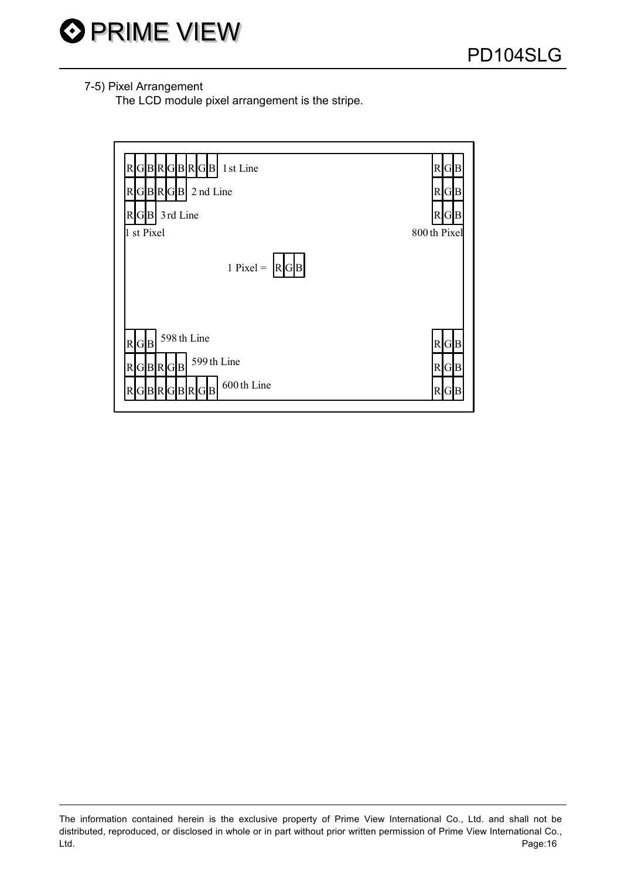7-5) Pixel Arrangement

The LCD module pixel arrangement is the stripe.

R G B R G B R G B 1st Line
R G B R G B 2nd Line
R G B 3rd Line
1st Pixel
800th Pixel

1 Pixel = R G B

R G B 598th Line
R G B R G B 599th Line
R G B R G B R G B 600th Line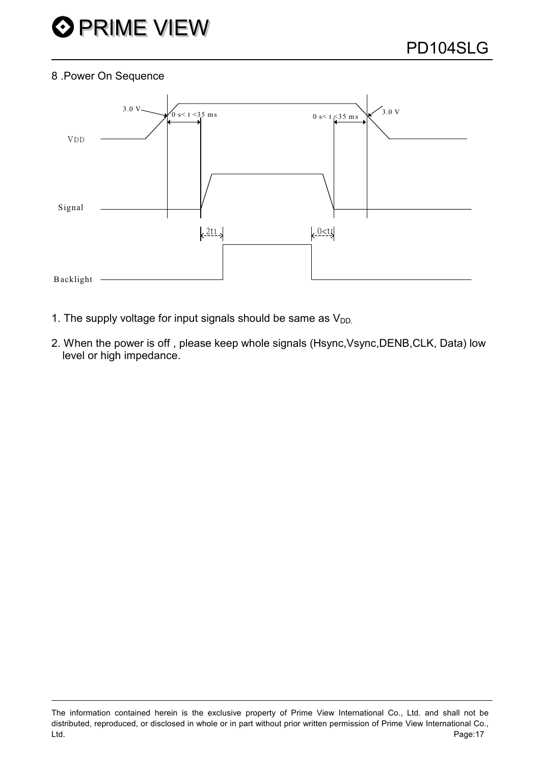## 8 .Power On Sequence

3.0 V　　0 s< t <35 ms　　0 s< t <35 ms　　3.0 V

VDD

Signal

2t1　　0<t1

Backlight

1. The supply voltage for input signals should be same as $V_{DD.}$
2. When the power is off , please keep whole signals (Hsync,Vsync,DENB,CLK, Data) low level or high impedance.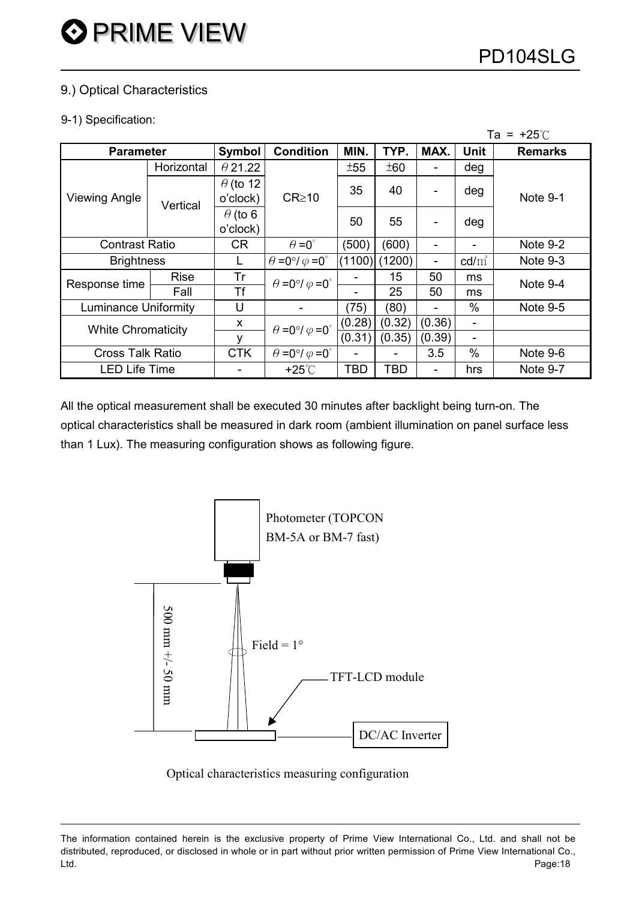## 9.) Optical Characteristics

### 9-1) Specification:

Ta = +25℃

| Parameter | | Symbol | Condition | MIN. | TYP. | MAX. | Unit | Remarks |
|---|---|---|---|---|---|---|---|---|
| Viewing Angle | Horizontal | θ 21.22 | CR≥10 | ±55 | ±60 | - | deg | Note 9-1 |
| | Vertical | θ (to 12 o'clock) | | 35 | 40 | - | deg | |
| | | θ (to 6 o'clock) | | 50 | 55 | - | deg | |
| Contrast Ratio | | CR | θ =0° | (500) | (600) | - | - | Note 9-2 |
| Brightness | | L | θ =0°/ φ =0° | (1100) | (1200) | - | cd/㎡ | Note 9-3 |
| Response time | Rise | Tr | θ =0°/ φ =0° | - | 15 | 50 | ms | Note 9-4 |
| | Fall | Tf | | - | 25 | 50 | ms | |
| Luminance Uniformity | | U | - | (75) | (80) | - | % | Note 9-5 |
| White Chromaticity | | x | θ =0°/ φ =0° | (0.28) | (0.32) | (0.36) | - | |
| | | y | | (0.31) | (0.35) | (0.39) | - | |
| Cross Talk Ratio | | CTK | θ =0°/ φ =0° | - | - | 3.5 | % | Note 9-6 |
| LED Life Time | | - | +25℃ | TBD | TBD | - | hrs | Note 9-7 |

All the optical measurement shall be executed 30 minutes after backlight being turn-on. The optical characteristics shall be measured in dark room (ambient illumination on panel surface less than 1 Lux). The measuring configuration shows as following figure.

Photometer (TOPCON BM-5A or BM-7 fast)

500 mm +/- 50 mm

Field = 1°

TFT-LCD module

DC/AC Inverter

Optical characteristics measuring configuration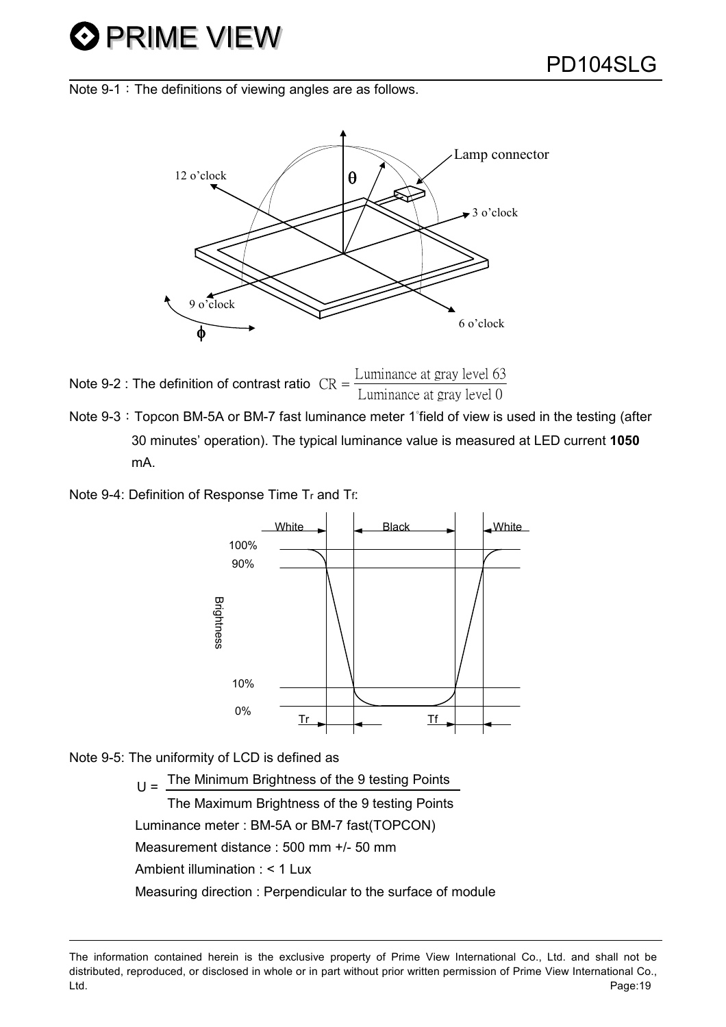Note 9-1：The definitions of viewing angles are as follows.

Lamp connector

12 o'clock

θ

3 o'clock

9 o'clock

6 o'clock

ϕ

Note 9-2 : The definition of contrast ratio $CR = \frac{\text{Luminance at gray level 63}}{\text{Luminance at gray level 0}}$

Note 9-3：Topcon BM-5A or BM-7 fast luminance meter 1°field of view is used in the testing (after 30 minutes' operation). The typical luminance value is measured at LED current **1050** mA.

Note 9-4: Definition of Response Time $T_r$ and $T_f$:

White Black White

100%

90%

Brightness

10%

0%

Tr Tf

Note 9-5: The uniformity of LCD is defined as

$$U = \frac{\text{The Minimum Brightness of the 9 testing Points}}{\text{The Maximum Brightness of the 9 testing Points}}$$

Luminance meter : BM-5A or BM-7 fast(TOPCON)

Measurement distance : 500 mm +/- 50 mm

Ambient illumination : < 1 Lux

Measuring direction : Perpendicular to the surface of module

The information contained herein is the exclusive property of Prime View International Co., Ltd. and shall not be distributed, reproduced, or disclosed in whole or in part without prior written permission of Prime View International Co., Ltd.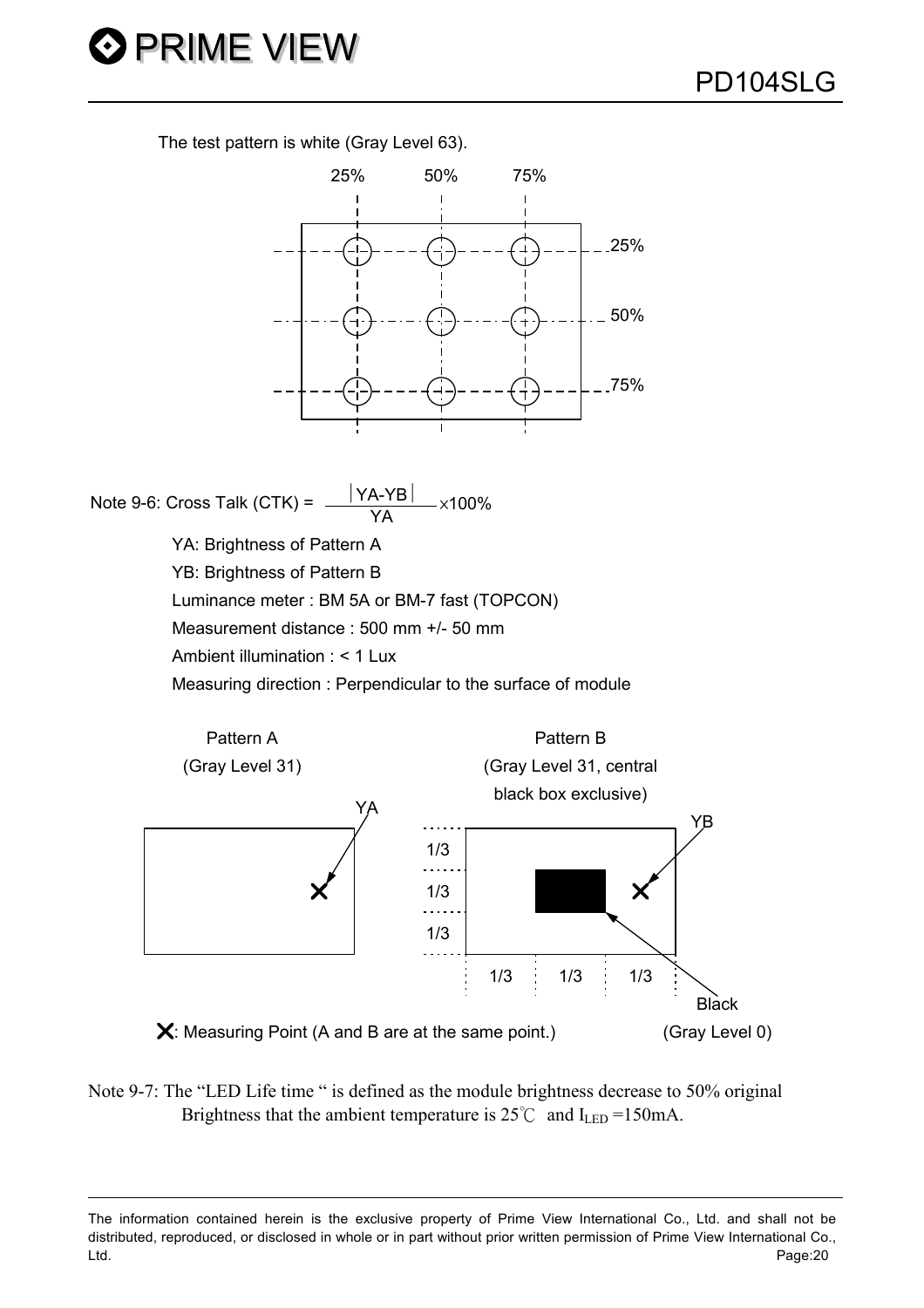The test pattern is white (Gray Level 63).

25%
50%
75%
25%
50%
75%

Note 9-6: Cross Talk (CTK) = $\frac{|YA-YB|}{YA} \times 100\%$

YA: Brightness of Pattern A

YB: Brightness of Pattern B

Luminance meter : BM 5A or BM-7 fast (TOPCON)

Measurement distance : 500 mm +/- 50 mm

Ambient illumination : < 1 Lux

Measuring direction : Perpendicular to the surface of module

Pattern A
(Gray Level 31)

YA

Pattern B
(Gray Level 31, central black box exclusive)

YB

1/3
1/3
1/3
1/3
1/3
1/3

Black
(Gray Level 0)

✕: Measuring Point (A and B are at the same point.)

Note 9-7: The "LED Life time " is defined as the module brightness decrease to 50% original Brightness that the ambient temperature is 25℃ and $I_{LED}$ =150mA.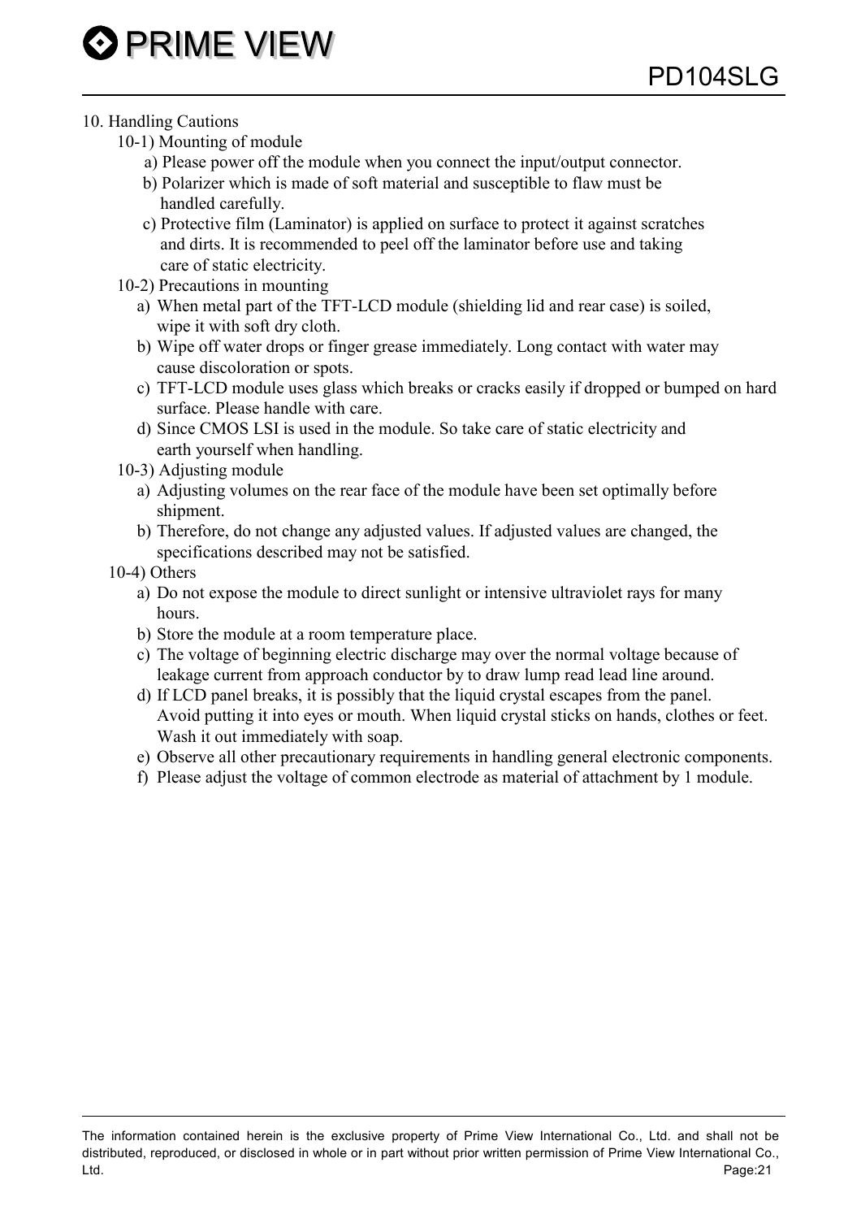## 10. Handling Cautions

### 10-1) Mounting of module

a) Please power off the module when you connect the input/output connector.

b) Polarizer which is made of soft material and susceptible to flaw must be handled carefully.

c) Protective film (Laminator) is applied on surface to protect it against scratches and dirts. It is recommended to peel off the laminator before use and taking care of static electricity.

### 10-2) Precautions in mounting

a) When metal part of the TFT-LCD module (shielding lid and rear case) is soiled, wipe it with soft dry cloth.

b) Wipe off water drops or finger grease immediately. Long contact with water may cause discoloration or spots.

c) TFT-LCD module uses glass which breaks or cracks easily if dropped or bumped on hard surface. Please handle with care.

d) Since CMOS LSI is used in the module. So take care of static electricity and earth yourself when handling.

### 10-3) Adjusting module

a) Adjusting volumes on the rear face of the module have been set optimally before shipment.

b) Therefore, do not change any adjusted values. If adjusted values are changed, the specifications described may not be satisfied.

### 10-4) Others

a) Do not expose the module to direct sunlight or intensive ultraviolet rays for many hours.

b) Store the module at a room temperature place.

c) The voltage of beginning electric discharge may over the normal voltage because of leakage current from approach conductor by to draw lump read lead line around.

d) If LCD panel breaks, it is possibly that the liquid crystal escapes from the panel. Avoid putting it into eyes or mouth. When liquid crystal sticks on hands, clothes or feet. Wash it out immediately with soap.

e) Observe all other precautionary requirements in handling general electronic components.

f) Please adjust the voltage of common electrode as material of attachment by 1 module.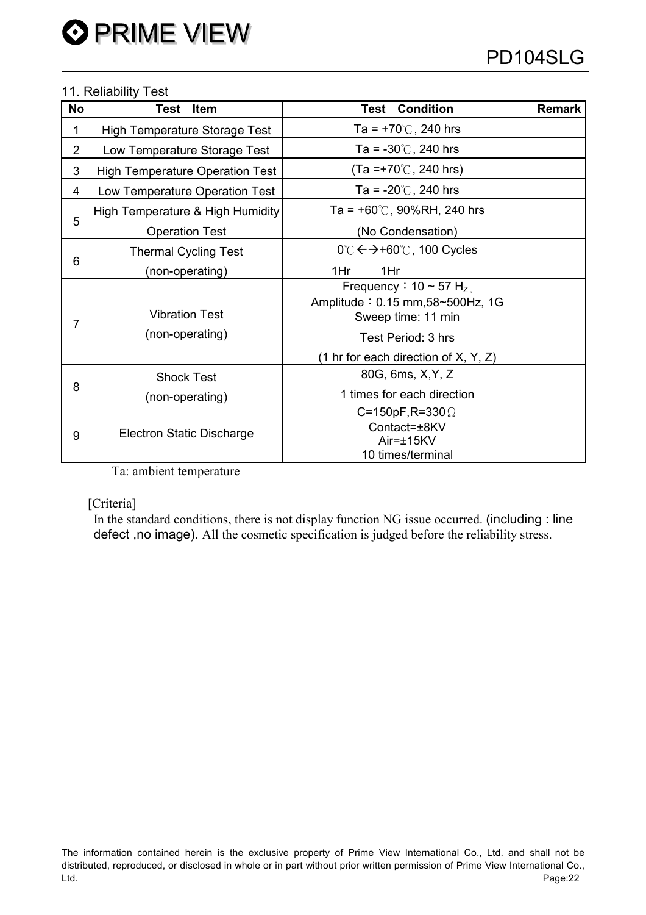## 11. Reliability Test

| No | Test Item | Test Condition | Remark |
|---|---|---|---|
| 1 | High Temperature Storage Test | Ta = +70℃, 240 hrs | |
| 2 | Low Temperature Storage Test | Ta = -30℃, 240 hrs | |
| 3 | High Temperature Operation Test | (Ta =+70℃, 240 hrs) | |
| 4 | Low Temperature Operation Test | Ta = -20℃, 240 hrs | |
| 5 | High Temperature & High Humidity Operation Test | Ta = +60℃, 90%RH, 240 hrs (No Condensation) | |
| 6 | Thermal Cycling Test (non-operating) | 0℃←→+60℃, 100 Cycles 1Hr 1Hr | |
| 7 | Vibration Test (non-operating) | Frequency：10 ~ 57 Hz, Amplitude：0.15 mm,58~500Hz, 1G Sweep time: 11 min Test Period: 3 hrs (1 hr for each direction of X, Y, Z) | |
| 8 | Shock Test (non-operating) | 80G, 6ms, X,Y, Z 1 times for each direction | |
| 9 | Electron Static Discharge | C=150pF,R=330Ω Contact=±8KV Air=±15KV 10 times/terminal | |

Ta: ambient temperature

[Criteria]

In the standard conditions, there is not display function NG issue occurred. (including : line defect ,no image). All the cosmetic specification is judged before the reliability stress.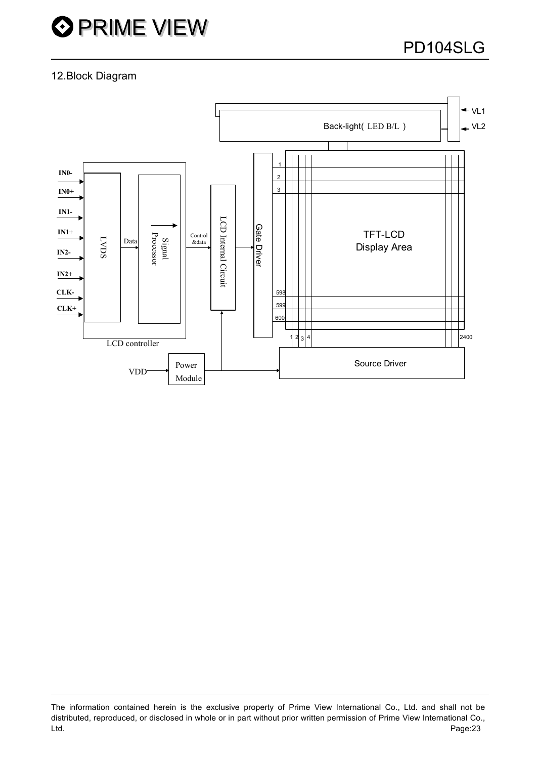## 12.Block Diagram

Back-light( LED B/L )

VL1

VL2

IN0-

IN0+

IN1-

IN1+

IN2-

IN2+

CLK-

CLK+

LVDS

Data

Signal Processor

Control &data

LCD Internal Circuit

Gate Driver

TFT-LCD Display Area

1

2

3

598

599

600

1 2 3 4

2400

LCD controller

VDD

Power Module

Source Driver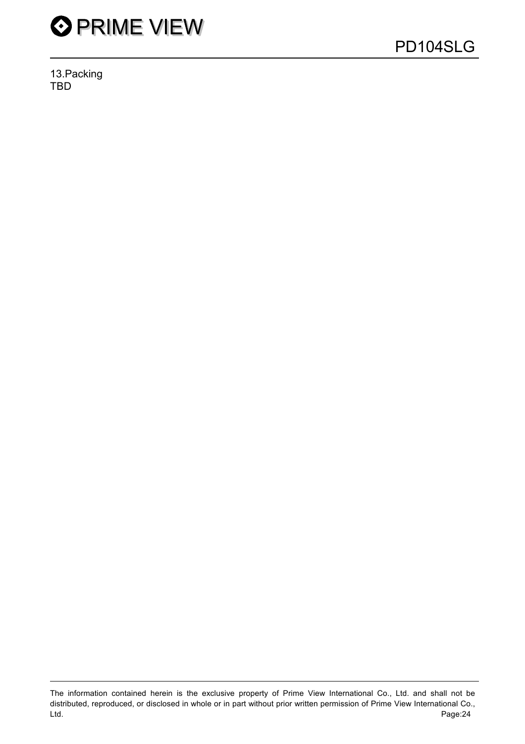## 13.Packing

TBD